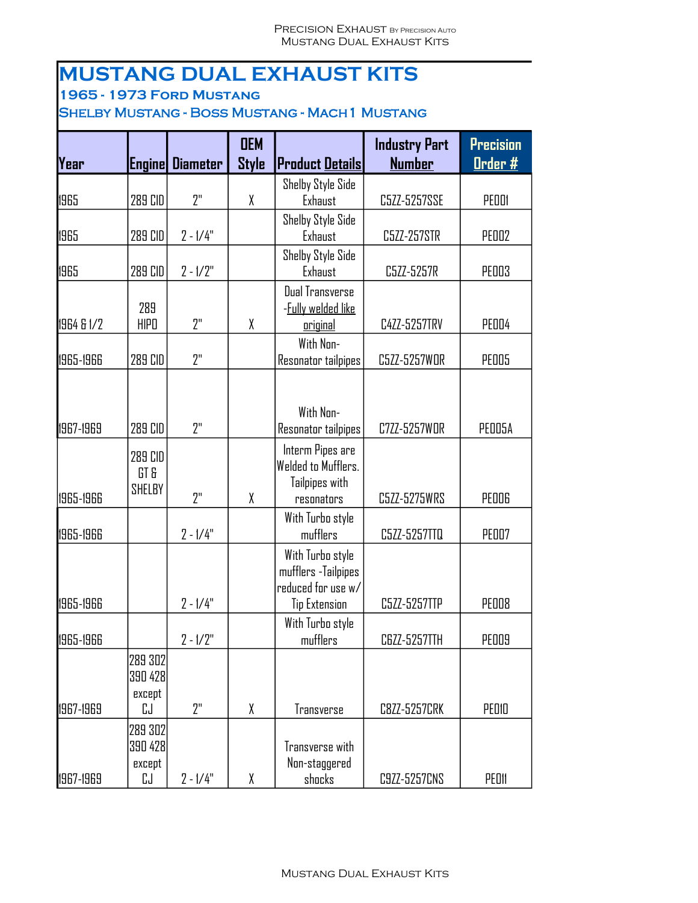# MUSTANG DUAL EXHAUST KITS

### 1965 - 1973 Ford Mustang

### Shelby Mustang - Boss Mustang - Mach 1 Mustang

| Year | Engine | Diameter | OEM Style | Product Details | Industry Part Number | Precision Order # |
|---|---|---|---|---|---|---|
| 1965 | 289 CID | 2" | X | Shelby Style Side Exhaust | C5ZZ-5257SSE | PE001 |
| 1965 | 289 CID | 2 - 1/4" | | Shelby Style Side Exhaust | C5ZZ-257STR | PE002 |
| 1965 | 289 CID | 2 - 1/2" | | Shelby Style Side Exhaust | C5ZZ-5257R | PE003 |
| 1964 & 1/2 | 289 HIPO | 2" | X | Dual Transverse -Fully welded like original | C4ZZ-5257TRV | PE004 |
| 1965-1966 | 289 CID | 2" | | With Non-Resonator tailpipes | C5ZZ-5257WOR | PE005 |
| 1967-1969 | 289 CID | 2" | | With Non-Resonator tailpipes | C7ZZ-5257WOR | PE005A |
| 1965-1966 | 289 CID GT & SHELBY | 2" | X | Interm Pipes are Welded to Mufflers. Tailpipes with resonators | C5ZZ-5275WRS | PE006 |
| 1965-1966 | | 2 - 1/4" | | With Turbo style mufflers | C5ZZ-5257TTQ | PE007 |
| 1965-1966 | | 2 - 1/4" | | With Turbo style mufflers -Tailpipes reduced for use w/ Tip Extension | C5ZZ-5257TTP | PE008 |
| 1965-1966 | | 2 - 1/2" | | With Turbo style mufflers | C6ZZ-5257TTH | PE009 |
| 1967-1969 | 289 302 390 428 except CJ | 2" | X | Transverse | C8ZZ-5257CRK | PE010 |
| 1967-1969 | 289 302 390 428 except CJ | 2 - 1/4" | X | Transverse with Non-staggered shocks | C9ZZ-5257CNS | PE011 |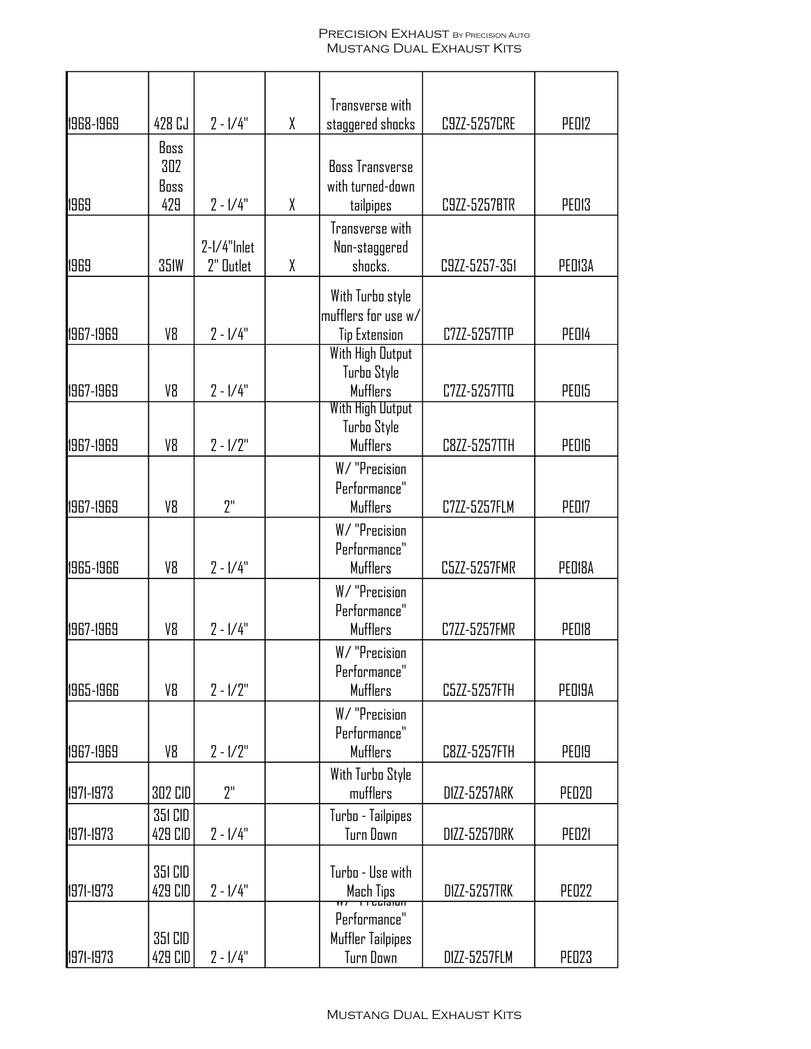| | | | | | | |
|---|---|---|---|---|---|---|
| 1968-1969 | 428 CJ | 2 - 1/4" | X | Transverse with staggered shocks | C9ZZ-5257CRE | PE012 |
| 1969 | Boss 302 Boss 429 | 2 - 1/4" | X | Boss Transverse with turned-down tailpipes | C9ZZ-5257BTR | PE013 |
| 1969 | 351W | 2-1/4"Inlet 2" Outlet | X | Transverse with Non-staggered shocks. | C9ZZ-5257-351 | PE013A |
| 1967-1969 | V8 | 2 - 1/4" | | With Turbo style mufflers for use w/ Tip Extension | C7ZZ-5257TTP | PE014 |
| 1967-1969 | V8 | 2 - 1/4" | | With High Output Turbo Style Mufflers | C7ZZ-5257TTQ | PE015 |
| 1967-1969 | V8 | 2 - 1/2" | | With High Output Turbo Style Mufflers | C8ZZ-5257TTH | PE016 |
| 1967-1969 | V8 | 2" | | W/ "Precision Performance" Mufflers | C7ZZ-5257FLM | PE017 |
| 1965-1966 | V8 | 2 - 1/4" | | W/ "Precision Performance" Mufflers | C5ZZ-5257FMR | PE018A |
| 1967-1969 | V8 | 2 - 1/4" | | W/ "Precision Performance" Mufflers | C7ZZ-5257FMR | PE018 |
| 1965-1966 | V8 | 2 - 1/2" | | W/ "Precision Performance" Mufflers | C5ZZ-5257FTH | PE019A |
| 1967-1969 | V8 | 2 - 1/2" | | W/ "Precision Performance" Mufflers | C8ZZ-5257FTH | PE019 |
| 1971-1973 | 302 CID | 2" | | With Turbo Style mufflers | D1ZZ-5257ARK | PE020 |
| 1971-1973 | 351 CID 429 CID | 2 - 1/4" | | Turbo - Tailpipes Turn Down | D1ZZ-5257DRK | PE021 |
| 1971-1973 | 351 CID 429 CID | 2 - 1/4" | | Turbo - Use with Mach Tips | D1ZZ-5257TRK | PE022 |
| 1971-1973 | 351 CID 429 CID | 2 - 1/4" | | W/ "Precision Performance" Muffler Tailpipes Turn Down | D1ZZ-5257FLM | PE023 |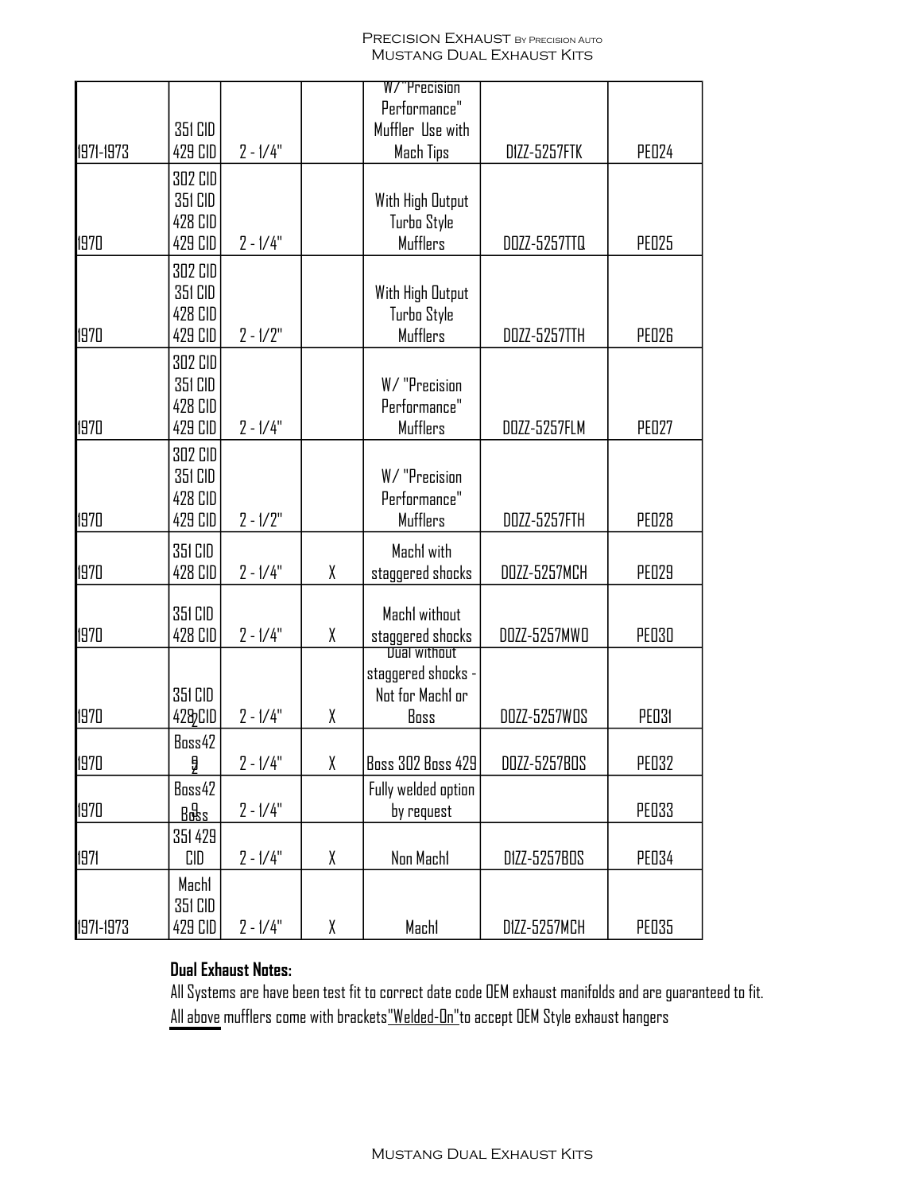| | | | | | | |
|---|---|---|---|---|---|---|
| 1971-1973 | 351 CID 429 CID | 2 - 1/4" | | W/ "Precision Performance" Muffler Use with Mach Tips | D1ZZ-5257FTK | PE024 |
| 1970 | 302 CID 351 CID 428 CID 429 CID | 2 - 1/4" | | With High Output Turbo Style Mufflers | D0ZZ-5257TTQ | PE025 |
| 1970 | 302 CID 351 CID 428 CID 429 CID | 2 - 1/2" | | With High Output Turbo Style Mufflers | D0ZZ-5257TTH | PE026 |
| 1970 | 302 CID 351 CID 428 CID 429 CID | 2 - 1/4" | | W/ "Precision Performance" Mufflers | D0ZZ-5257FLM | PE027 |
| 1970 | 302 CID 351 CID 428 CID 429 CID | 2 - 1/2" | | W/ "Precision Performance" Mufflers | D0ZZ-5257FTH | PE028 |
| 1970 | 351 CID 428 CID | 2 - 1/4" | X | Mach1 with staggered shocks | D0ZZ-5257MCH | PE029 |
| 1970 | 351 CID 428 CID | 2 - 1/4" | X | Mach1 without staggered shocks | D0ZZ-5257MWO | PE030 |
| 1970 | 351 CID 428 CID | 2 - 1/4" | X | Dual without staggered shocks - Not for Mach1 or Boss | D0ZZ-5257WOS | PE031 |
| 1970 | Boss429 | 2 - 1/4" | X | Boss 302 Boss 429 | D0ZZ-5257BOS | PE032 |
| 1970 | Boss429 Boss | 2 - 1/4" | | Fully welded option by request | | PE033 |
| 1971 | 351 429 CID | 2 - 1/4" | X | Non Mach1 | D1ZZ-5257BOS | PE034 |
| 1971-1973 | Mach1 351 CID 429 CID | 2 - 1/4" | X | Mach1 | D1ZZ-5257MCH | PE035 |

**Dual Exhaust Notes:**

All Systems are have been test fit to correct date code OEM exhaust manifolds and are guaranteed to fit.

All above mufflers come with brackets "Welded-On" to accept OEM Style exhaust hangers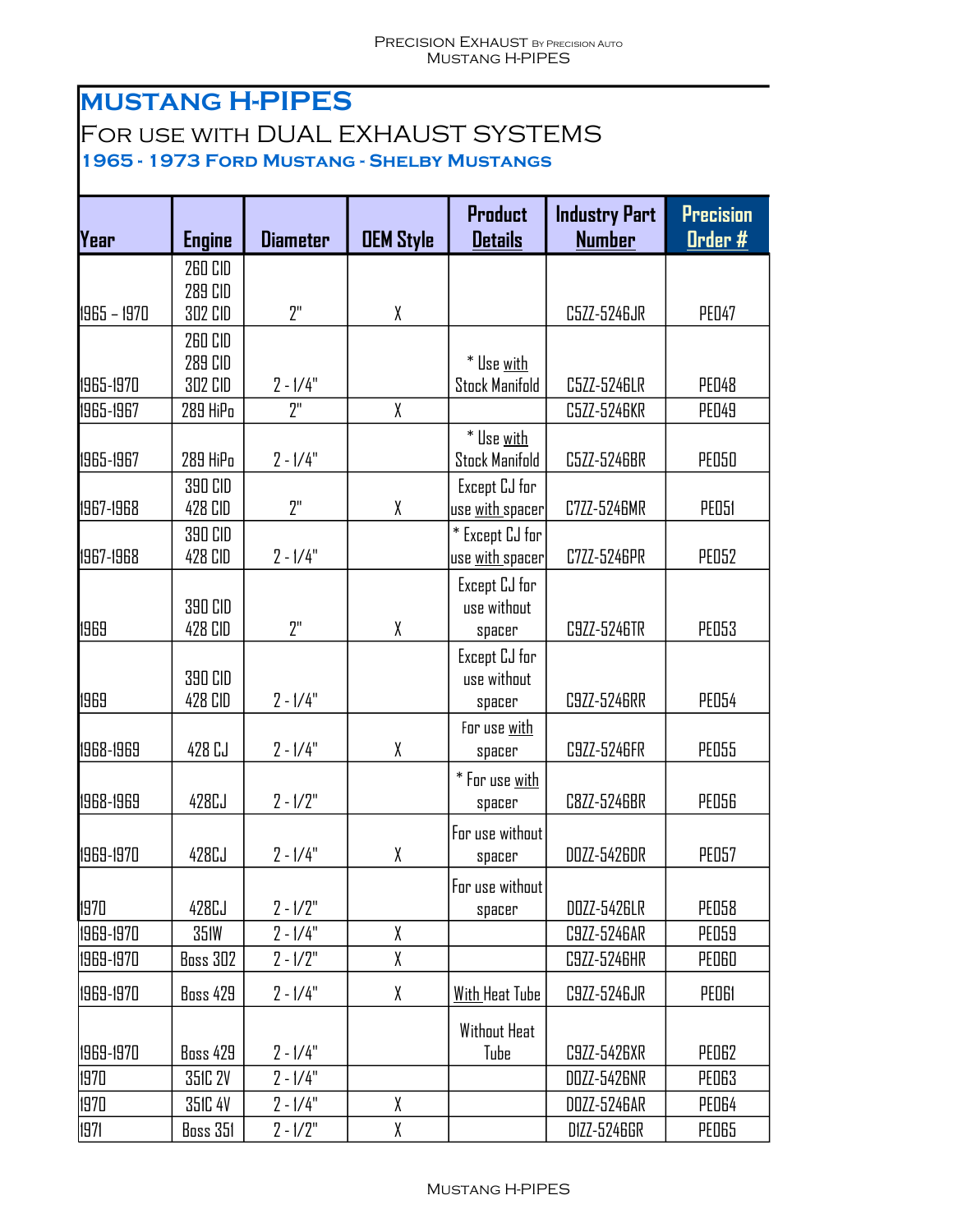# MUSTANG H-PIPES

## For use with DUAL EXHAUST SYSTEMS

### 1965 - 1973 Ford Mustang - Shelby Mustangs

| Year | Engine | Diameter | OEM Style | Product Details | Industry Part Number | Precision Order # |
|---|---|---|---|---|---|---|
| 1965 – 1970 | 260 CID 289 CID 302 CID | 2" | X | | C5ZZ-5246JR | PE047 |
| 1965-1970 | 260 CID 289 CID 302 CID | 2 - 1/4" | | * Use with Stock Manifold | C5ZZ-5246LR | PE048 |
| 1965-1967 | 289 HiPo | 2" | X | | C5ZZ-5246KR | PE049 |
| 1965-1967 | 289 HiPo | 2 - 1/4" | | * Use with Stock Manifold | C5ZZ-5246BR | PE050 |
| 1967-1968 | 390 CID 428 CID | 2" | X | Except CJ for use with spacer | C7ZZ-5246MR | PE051 |
| 1967-1968 | 390 CID 428 CID | 2 - 1/4" | | * Except CJ for use with spacer | C7ZZ-5246PR | PE052 |
| 1969 | 390 CID 428 CID | 2" | X | Except CJ for use without spacer | C9ZZ-5246TR | PE053 |
| 1969 | 390 CID 428 CID | 2 - 1/4" | | Except CJ for use without spacer | C9ZZ-5246RR | PE054 |
| 1968-1969 | 428 CJ | 2 - 1/4" | X | For use with spacer | C9ZZ-5246FR | PE055 |
| 1968-1969 | 428CJ | 2 - 1/2" | | * For use with spacer | C8ZZ-5246BR | PE056 |
| 1969-1970 | 428CJ | 2 - 1/4" | X | For use without spacer | D0ZZ-5426DR | PE057 |
| 1970 | 428CJ | 2 - 1/2" | | For use without spacer | D0ZZ-5426LR | PE058 |
| 1969-1970 | 351W | 2 - 1/4" | X | | C9ZZ-5246AR | PE059 |
| 1969-1970 | Boss 302 | 2 - 1/2" | X | | C9ZZ-5246HR | PE060 |
| 1969-1970 | Boss 429 | 2 - 1/4" | X | With Heat Tube | C9ZZ-5246JR | PE061 |
| 1969-1970 | Boss 429 | 2 - 1/4" | | Without Heat Tube | C9ZZ-5426XR | PE062 |
| 1970 | 351C 2V | 2 - 1/4" | | | D0ZZ-5426NR | PE063 |
| 1970 | 351C 4V | 2 - 1/4" | X | | D0ZZ-5246AR | PE064 |
| 1971 | Boss 351 | 2 - 1/2" | X | | D1ZZ-5246GR | PE065 |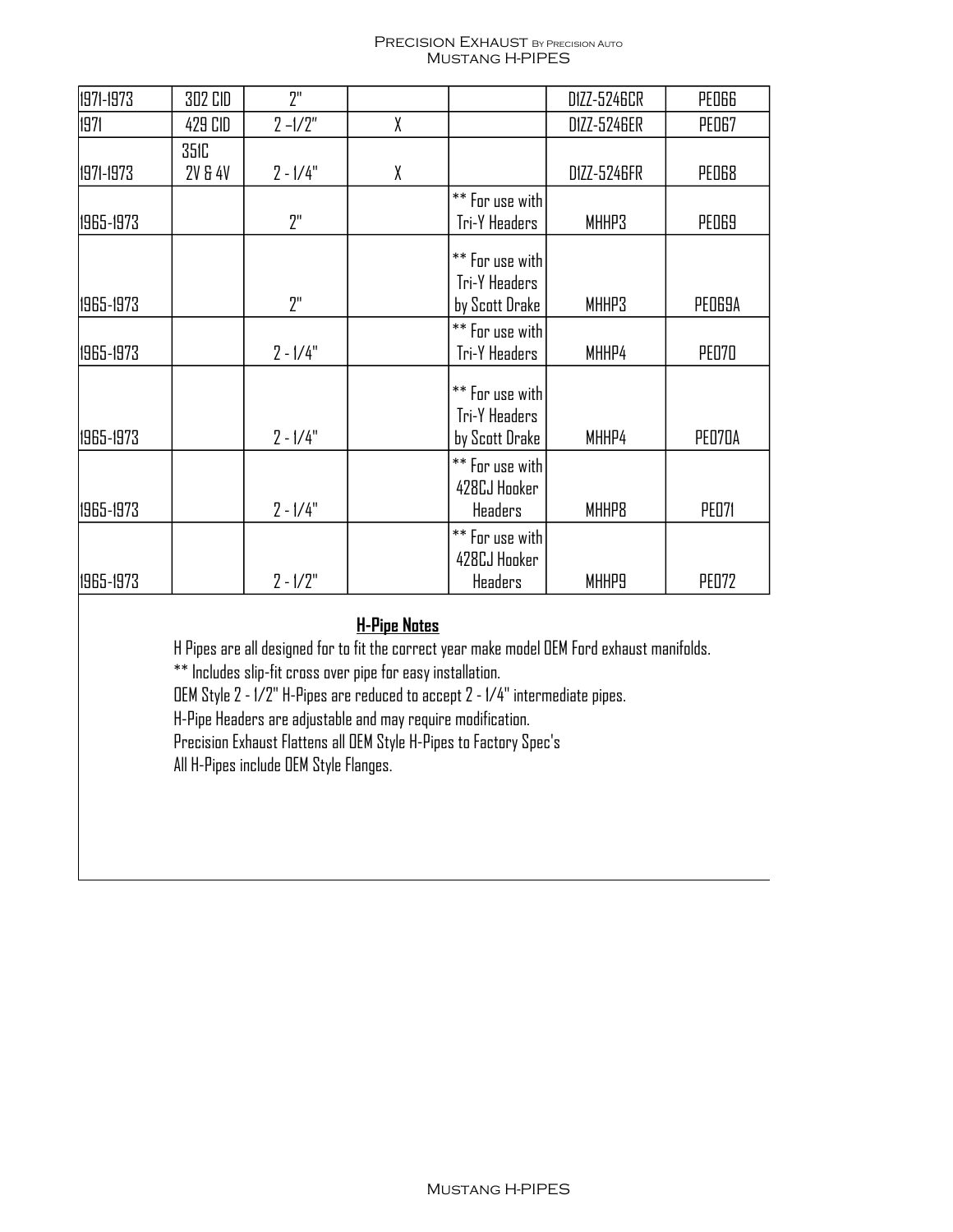| | | | | | | |
|---|---|---|---|---|---|---|
| 1971-1973 | 302 CID | 2" | | | D1ZZ-5246CR | PE066 |
| 1971 | 429 CID | 2 -1/2" | X | | D1ZZ-5246ER | PE067 |
| 1971-1973 | 351C 2V & 4V | 2 - 1/4" | X | | D1ZZ-5246FR | PE068 |
| 1965-1973 | | 2" | | ** For use with Tri-Y Headers | MHHP3 | PE069 |
| 1965-1973 | | 2" | | ** For use with Tri-Y Headers by Scott Drake | MHHP3 | PE069A |
| 1965-1973 | | 2 - 1/4" | | ** For use with Tri-Y Headers | MHHP4 | PE070 |
| 1965-1973 | | 2 - 1/4" | | ** For use with Tri-Y Headers by Scott Drake | MHHP4 | PE070A |
| 1965-1973 | | 2 - 1/4" | | ** For use with 428CJ Hooker Headers | MHHP8 | PE071 |
| 1965-1973 | | 2 - 1/2" | | ** For use with 428CJ Hooker Headers | MHHP9 | PE072 |

**H-Pipe Notes**

H Pipes are all designed for to fit the correct year make model OEM Ford exhaust manifolds.

** Includes slip-fit cross over pipe for easy installation.

OEM Style 2 - 1/2" H-Pipes are reduced to accept 2 - 1/4" intermediate pipes.

H-Pipe Headers are adjustable and may require modification.

Precision Exhaust Flattens all OEM Style H-Pipes to Factory Spec's

All H-Pipes include OEM Style Flanges.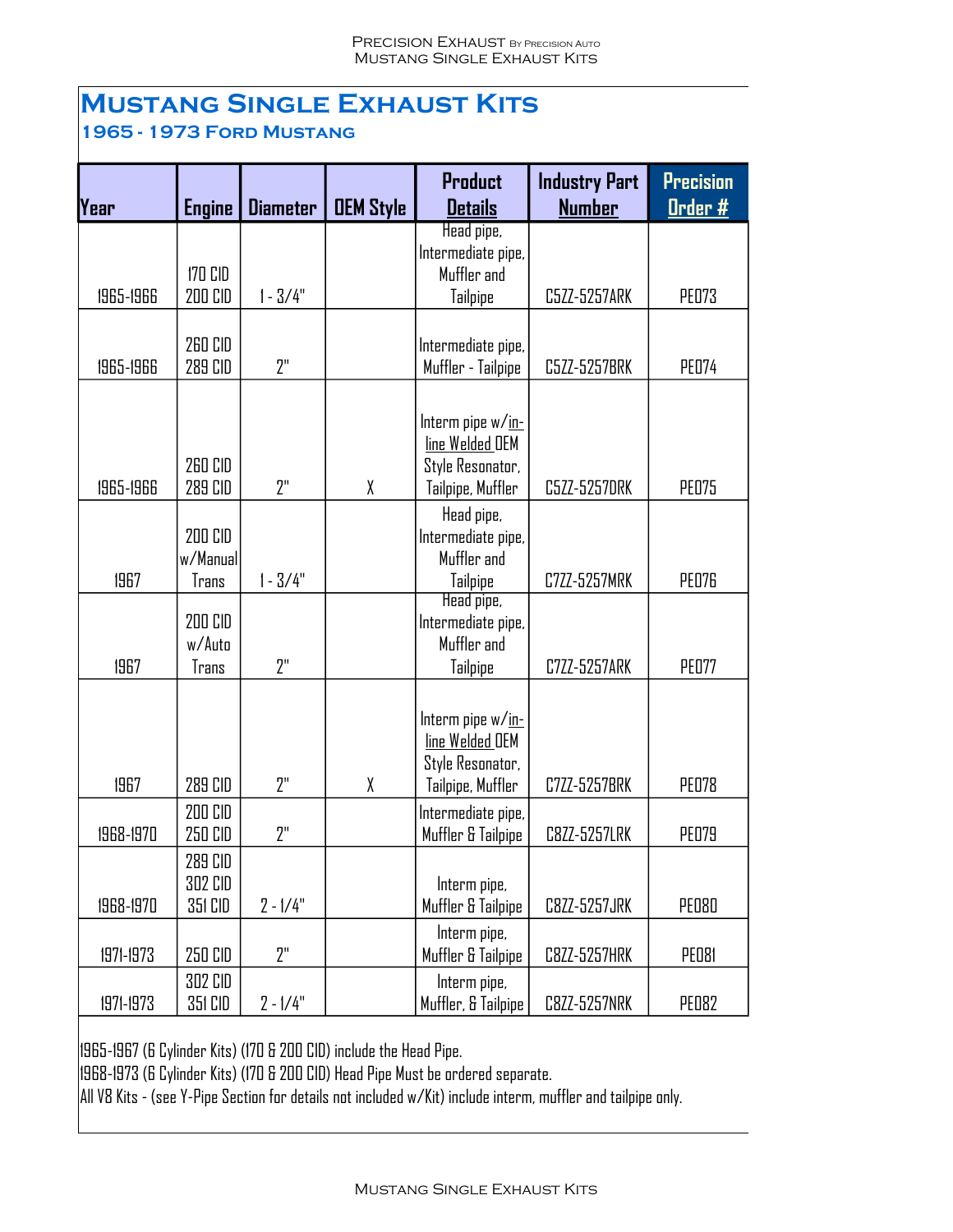# Mustang Single Exhaust Kits

## 1965 - 1973 Ford Mustang

| Year | Engine | Diameter | OEM Style | Product Details | Industry Part Number | Precision Order # |
|---|---|---|---|---|---|---|
| 1965-1966 | 170 CID 200 CID | 1 - 3/4" | | Head pipe, Intermediate pipe, Muffler and Tailpipe | C5ZZ-5257ARK | PE073 |
| 1965-1966 | 260 CID 289 CID | 2" | | Intermediate pipe, Muffler - Tailpipe | C5ZZ-5257BRK | PE074 |
| 1965-1966 | 260 CID 289 CID | 2" | X | Interm pipe w/in-line Welded OEM Style Resonator, Tailpipe, Muffler | C5ZZ-5257DRK | PE075 |
| 1967 | 200 CID w/Manual Trans | 1 - 3/4" | | Head pipe, Intermediate pipe, Muffler and Tailpipe | C7ZZ-5257MRK | PE076 |
| 1967 | 200 CID w/Auto Trans | 2" | | Head pipe, Intermediate pipe, Muffler and Tailpipe | C7ZZ-5257ARK | PE077 |
| 1967 | 289 CID | 2" | X | Interm pipe w/in-line Welded OEM Style Resonator, Tailpipe, Muffler | C7ZZ-5257BRK | PE078 |
| 1968-1970 | 200 CID 250 CID | 2" | | Intermediate pipe, Muffler & Tailpipe | C8ZZ-5257LRK | PE079 |
| 1968-1970 | 289 CID 302 CID 351 CID | 2 - 1/4" | | Interm pipe, Muffler & Tailpipe | C8ZZ-5257JRK | PE080 |
| 1971-1973 | 250 CID | 2" | | Interm pipe, Muffler & Tailpipe | C8ZZ-5257HRK | PE081 |
| 1971-1973 | 302 CID 351 CID | 2 - 1/4" | | Interm pipe, Muffler, & Tailpipe | C8ZZ-5257NRK | PE082 |

1965-1967 (6 Cylinder Kits) (170 & 200 CID) include the Head Pipe.
1968-1973 (6 Cylinder Kits) (170 & 200 CID) Head Pipe Must be ordered separate.
All V8 Kits - (see Y-Pipe Section for details not included w/Kit) include interm, muffler and tailpipe only.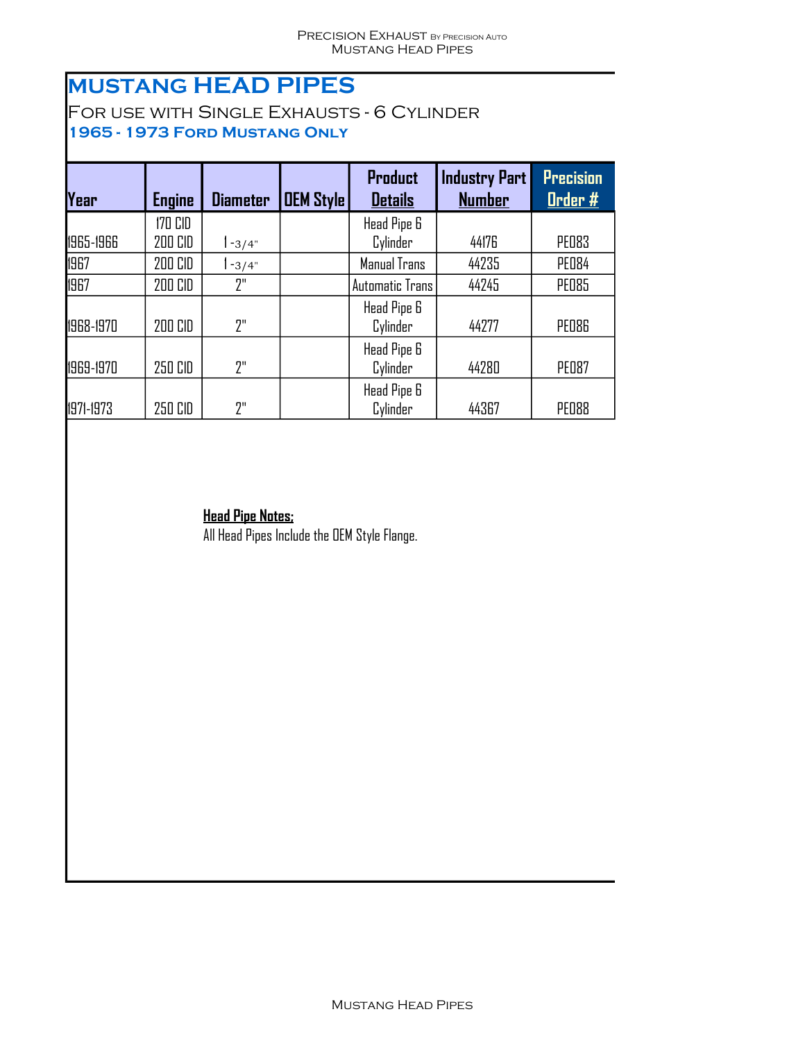# MUSTANG HEAD PIPES

## For use with Single Exhausts - 6 Cylinder

### 1965 - 1973 Ford Mustang Only

| Year | Engine | Diameter | OEM Style | Product Details | Industry Part Number | Precision Order # |
|---|---|---|---|---|---|---|
| 1965-1966 | 170 CID 200 CID | 1-3/4" | | Head Pipe 6 Cylinder | 44176 | PE083 |
| 1967 | 200 CID | 1-3/4" | | Manual Trans | 44235 | PE084 |
| 1967 | 200 CID | 2" | | Automatic Trans | 44245 | PE085 |
| 1968-1970 | 200 CID | 2" | | Head Pipe 6 Cylinder | 44277 | PE086 |
| 1969-1970 | 250 CID | 2" | | Head Pipe 6 Cylinder | 44280 | PE087 |
| 1971-1973 | 250 CID | 2" | | Head Pipe 6 Cylinder | 44367 | PE088 |

**Head Pipe Notes:**

All Head Pipes Include the OEM Style Flange.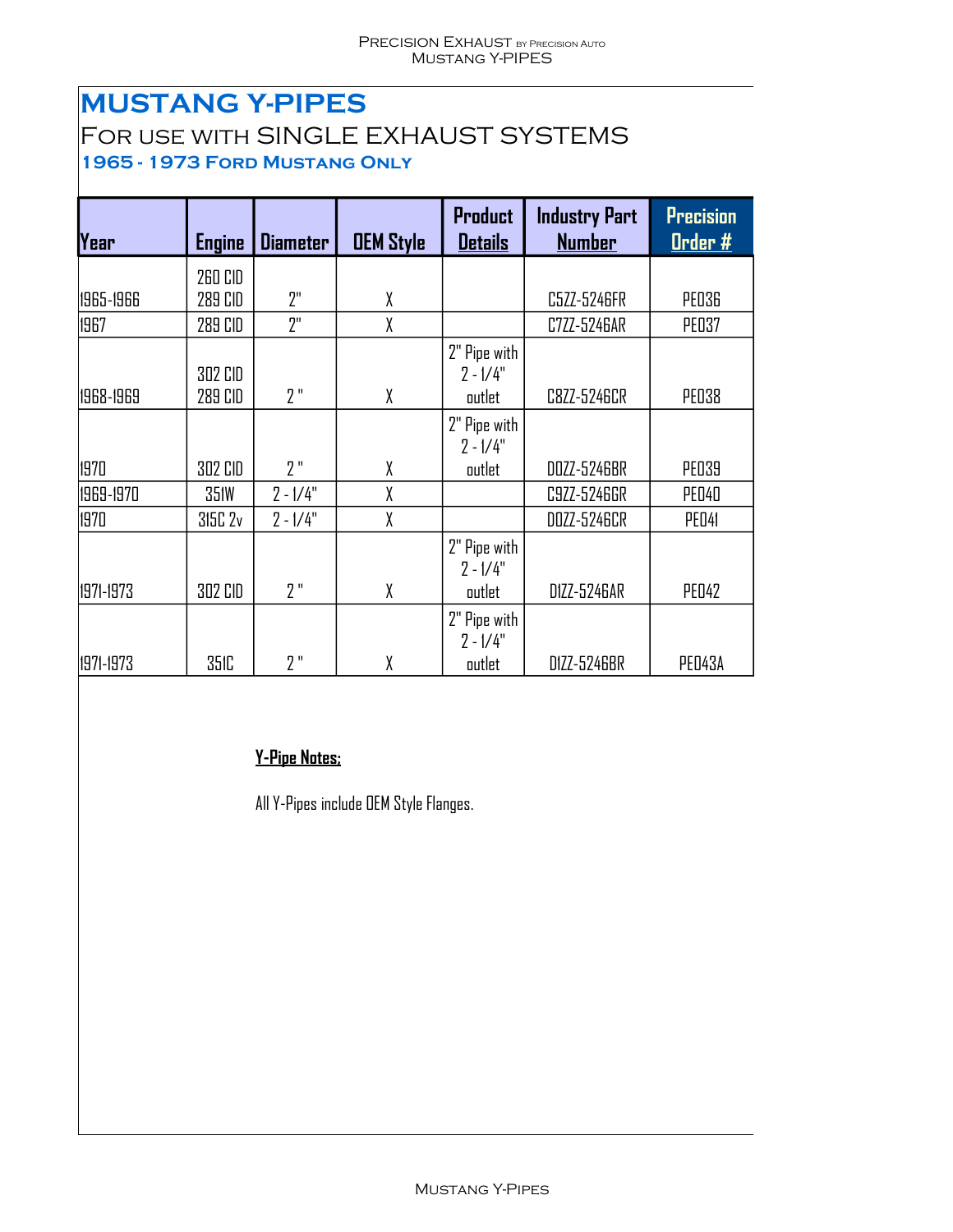# MUSTANG Y-PIPES

## For use with SINGLE EXHAUST SYSTEMS

### 1965 - 1973 Ford Mustang Only

| Year | Engine | Diameter | OEM Style | Product Details | Industry Part Number | Precision Order # |
|---|---|---|---|---|---|---|
| 1965-1966 | 260 CID 289 CID | 2" | X | | C5ZZ-5246FR | PE036 |
| 1967 | 289 CID | 2" | X | | C7ZZ-5246AR | PE037 |
| 1968-1969 | 302 CID 289 CID | 2 " | X | 2" Pipe with 2 - 1/4" outlet | C8ZZ-5246CR | PE038 |
| 1970 | 302 CID | 2 " | X | 2" Pipe with 2 - 1/4" outlet | D0ZZ-5246BR | PE039 |
| 1969-1970 | 351W | 2 - 1/4" | X | | C9ZZ-5246GR | PE040 |
| 1970 | 315C 2v | 2 - 1/4" | X | | D0ZZ-5246CR | PE041 |
| 1971-1973 | 302 CID | 2 " | X | 2" Pipe with 2 - 1/4" outlet | D1ZZ-5246AR | PE042 |
| 1971-1973 | 351C | 2 " | X | 2" Pipe with 2 - 1/4" outlet | D1ZZ-5246BR | PE043A |

**Y-Pipe Notes:**

All Y-Pipes include OEM Style Flanges.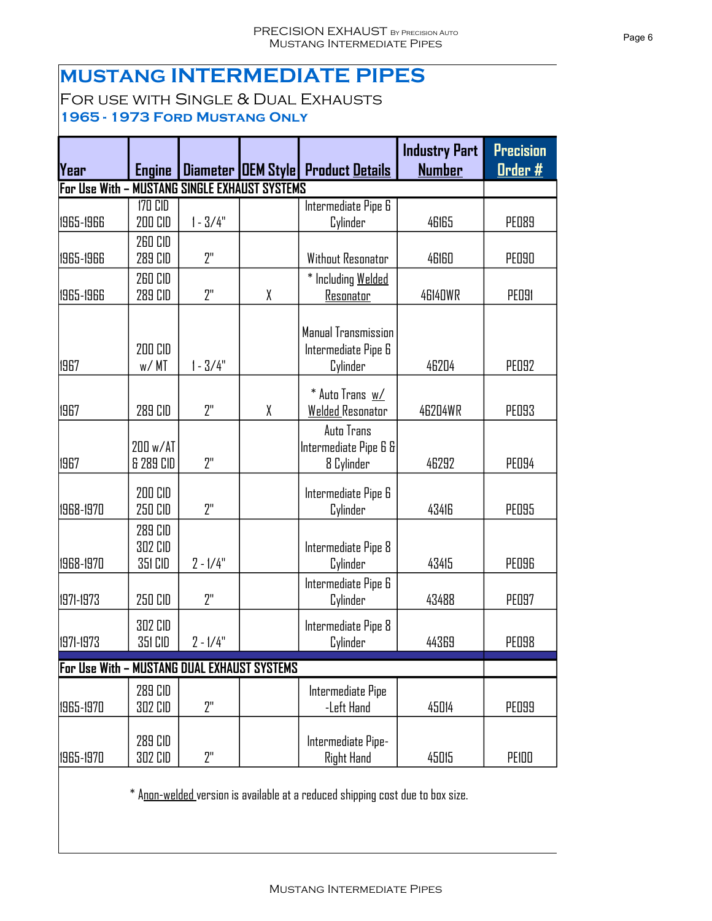# MUSTANG INTERMEDIATE PIPES

## For use with Single & Dual Exhausts

### 1965 - 1973 Ford Mustang Only

| Year | Engine | Diameter | OEM Style | Product Details | Industry Part Number | Precision Order # |
|---|---|---|---|---|---|---|
| **For Use With – MUSTANG SINGLE EXHAUST SYSTEMS** | | | | | | |
| 1965-1966 | 170 CID 200 CID | 1 - 3/4" | | Intermediate Pipe 6 Cylinder | 46165 | PE089 |
| 1965-1966 | 260 CID 289 CID | 2" | | Without Resonator | 46160 | PE090 |
| 1965-1966 | 260 CID 289 CID | 2" | X | * Including Welded Resonator | 46140WR | PE091 |
| 1967 | 200 CID w/ MT | 1 - 3/4" | | Manual Transmission Intermediate Pipe 6 Cylinder | 46204 | PE092 |
| 1967 | 289 CID | 2" | X | * Auto Trans w/ Welded Resonator | 46204WR | PE093 |
| 1967 | 200 w/AT & 289 CID | 2" | | Auto Trans Intermediate Pipe 6 & 8 Cylinder | 46292 | PE094 |
| 1968-1970 | 200 CID 250 CID | 2" | | Intermediate Pipe 6 Cylinder | 43416 | PE095 |
| 1968-1970 | 289 CID 302 CID 351 CID | 2 - 1/4" | | Intermediate Pipe 8 Cylinder | 43415 | PE096 |
| 1971-1973 | 250 CID | 2" | | Intermediate Pipe 6 Cylinder | 43488 | PE097 |
| 1971-1973 | 302 CID 351 CID | 2 - 1/4" | | Intermediate Pipe 8 Cylinder | 44369 | PE098 |
| **For Use With – MUSTANG DUAL EXHAUST SYSTEMS** | | | | | | |
| 1965-1970 | 289 CID 302 CID | 2" | | Intermediate Pipe -Left Hand | 45014 | PE099 |
| 1965-1970 | 289 CID 302 CID | 2" | | Intermediate Pipe-Right Hand | 45015 | PE100 |

* A non-welded version is available at a reduced shipping cost due to box size.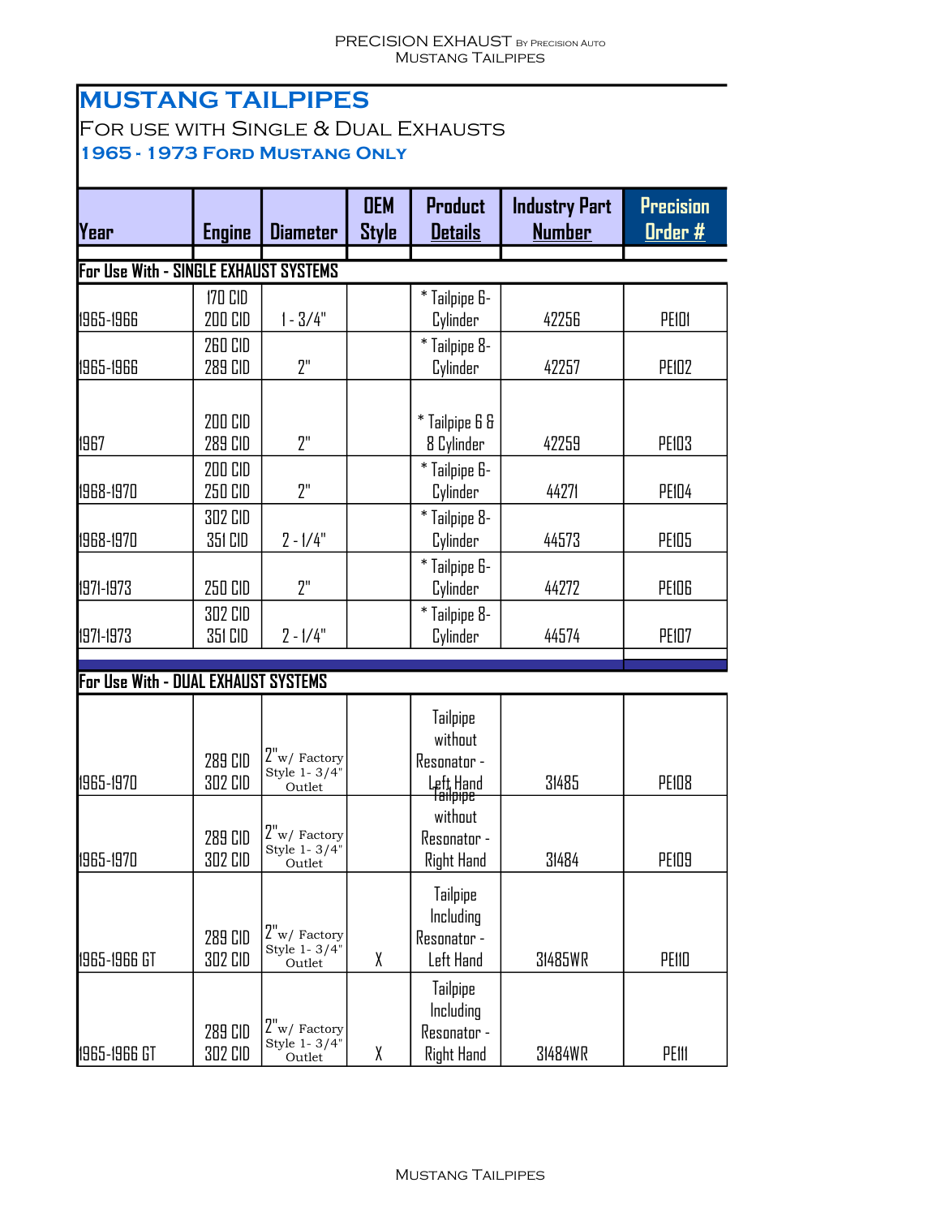# MUSTANG TAILPIPES

## For use with Single & Dual Exhausts

### 1965 - 1973 Ford Mustang Only

| Year | Engine | Diameter | OEM Style | Product Details | Industry Part Number | Precision Order # |
|---|---|---|---|---|---|---|
| **For Use With - SINGLE EXHAUST SYSTEMS** | | | | | | |
| 1965-1966 | 170 CID 200 CID | 1 - 3/4" | | * Tailpipe 6-Cylinder | 42256 | PE101 |
| 1965-1966 | 260 CID 289 CID | 2" | | * Tailpipe 8-Cylinder | 42257 | PE102 |
| 1967 | 200 CID 289 CID | 2" | | * Tailpipe 6 & 8 Cylinder | 42259 | PE103 |
| 1968-1970 | 200 CID 250 CID | 2" | | * Tailpipe 6-Cylinder | 44271 | PE104 |
| 1968-1970 | 302 CID 351 CID | 2 - 1/4" | | * Tailpipe 8-Cylinder | 44573 | PE105 |
| 1971-1973 | 250 CID | 2" | | * Tailpipe 6-Cylinder | 44272 | PE106 |
| 1971-1973 | 302 CID 351 CID | 2 - 1/4" | | * Tailpipe 8-Cylinder | 44574 | PE107 |
| **For Use With - DUAL EXHAUST SYSTEMS** | | | | | | |
| 1965-1970 | 289 CID 302 CID | 2" w/ Factory Style 1- 3/4" Outlet | | Tailpipe without Resonator - Left Hand | 31485 | PE108 |
| 1965-1970 | 289 CID 302 CID | 2" w/ Factory Style 1- 3/4" Outlet | | Tailpipe without Resonator - Right Hand | 31484 | PE109 |
| 1965-1966 GT | 289 CID 302 CID | 2" w/ Factory Style 1- 3/4" Outlet | X | Tailpipe Including Resonator - Left Hand | 31485WR | PE110 |
| 1965-1966 GT | 289 CID 302 CID | 2" w/ Factory Style 1- 3/4" Outlet | X | Tailpipe Including Resonator - Right Hand | 31484WR | PE111 |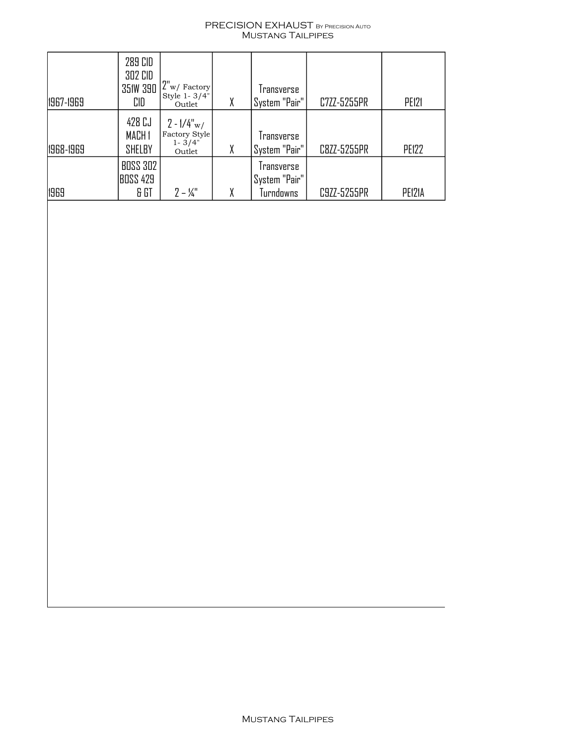| | | | | | | |
|---|---|---|---|---|---|---|
| 1967-1969 | 289 CID 302 CID 351W 390 CID | 2" w/ Factory Style 1- 3/4" Outlet | X | Transverse System "Pair" | C7ZZ-5255PR | PE121 |
| 1968-1969 | 428 CJ MACH 1 SHELBY | 2 - 1/4" w/ Factory Style 1- 3/4" Outlet | X | Transverse System "Pair" | C8ZZ-5255PR | PE122 |
| 1969 | BOSS 302 BOSS 429 & GT | 2 – ¼" | X | Transverse System "Pair" Turndowns | C9ZZ-5255PR | PE121A |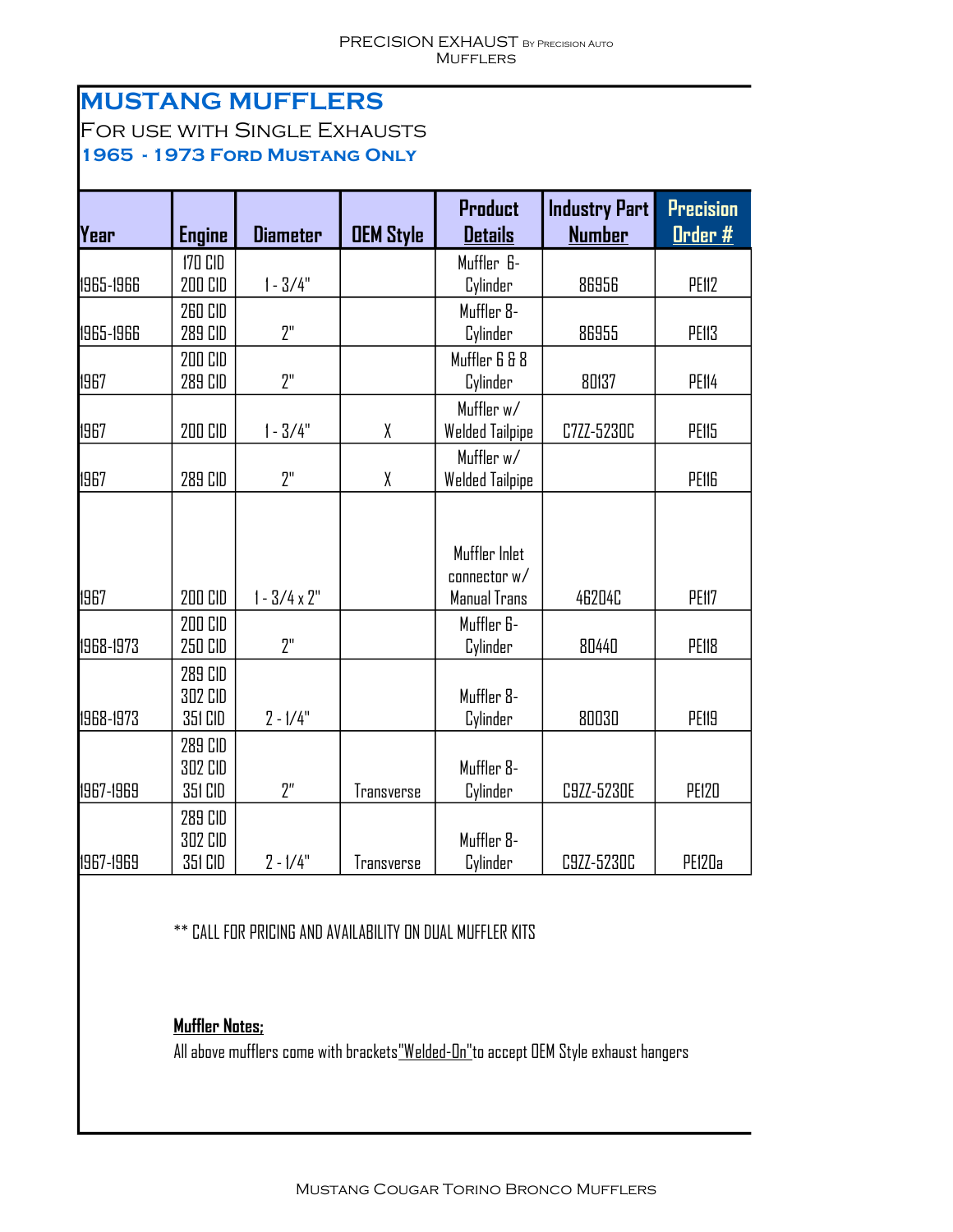# MUSTANG MUFFLERS

## For use with Single Exhausts

### 1965 - 1973 Ford Mustang Only

| Year | Engine | Diameter | OEM Style | Product Details | Industry Part Number | Precision Order # |
|---|---|---|---|---|---|---|
| 1965-1966 | 170 CID 200 CID | 1 - 3/4" | | Muffler 6-Cylinder | 86956 | PE112 |
| 1965-1966 | 260 CID 289 CID | 2" | | Muffler 8-Cylinder | 86955 | PE113 |
| 1967 | 200 CID 289 CID | 2" | | Muffler 6 & 8 Cylinder | 80137 | PE114 |
| 1967 | 200 CID | 1 - 3/4" | X | Muffler w/ Welded Tailpipe | C7ZZ-5230C | PE115 |
| 1967 | 289 CID | 2" | X | Muffler w/ Welded Tailpipe | | PE116 |
| 1967 | 200 CID | 1 - 3/4 x 2" | | Muffler Inlet connector w/ Manual Trans | 46204C | PE117 |
| 1968-1973 | 200 CID 250 CID | 2" | | Muffler 6-Cylinder | 80440 | PE118 |
| 1968-1973 | 289 CID 302 CID 351 CID | 2 - 1/4" | | Muffler 8-Cylinder | 80030 | PE119 |
| 1967-1969 | 289 CID 302 CID 351 CID | 2" | Transverse | Muffler 8-Cylinder | C9ZZ-5230E | PE120 |
| 1967-1969 | 289 CID 302 CID 351 CID | 2 - 1/4" | Transverse | Muffler 8-Cylinder | C9ZZ-5230C | PE120a |

** CALL FOR PRICING AND AVAILABILITY ON DUAL MUFFLER KITS

**Muffler Notes;**

All above mufflers come with brackets "Welded-On" to accept OEM Style exhaust hangers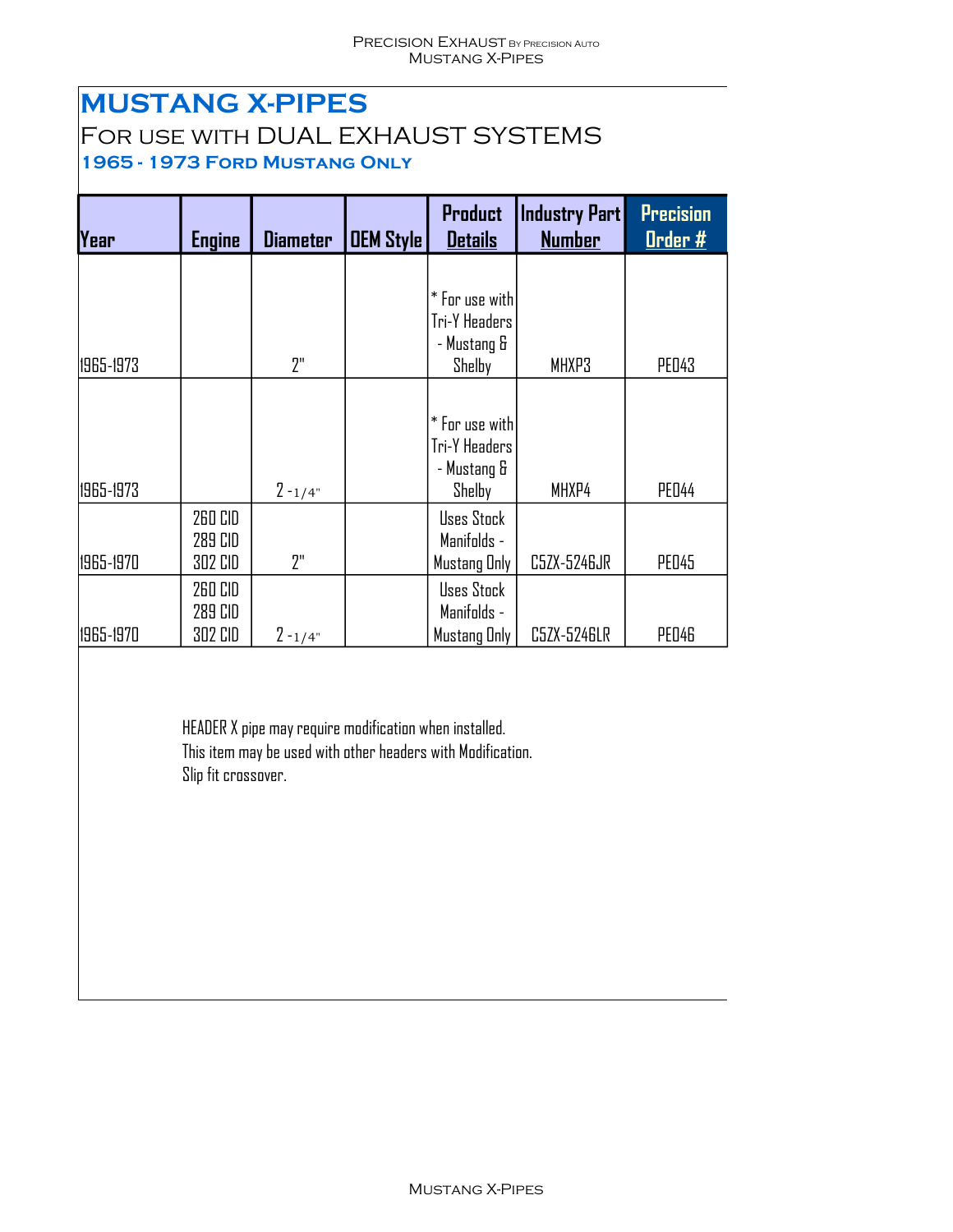# MUSTANG X-PIPES

## For use with DUAL EXHAUST SYSTEMS

### 1965 - 1973 Ford Mustang Only

| Year | Engine | Diameter | OEM Style | Product Details | Industry Part Number | Precision Order # |
|---|---|---|---|---|---|---|
| 1965-1973 | | 2" | | * For use with Tri-Y Headers - Mustang & Shelby | MHXP3 | PE043 |
| 1965-1973 | | 2 -1/4" | | * For use with Tri-Y Headers - Mustang & Shelby | MHXP4 | PE044 |
| 1965-1970 | 260 CID 289 CID 302 CID | 2" | | Uses Stock Manifolds - Mustang Only | C5ZX-5246JR | PE045 |
| 1965-1970 | 260 CID 289 CID 302 CID | 2 -1/4" | | Uses Stock Manifolds - Mustang Only | C5ZX-5246LR | PE046 |

HEADER X pipe may require modification when installed.
This item may be used with other headers with Modification.
Slip fit crossover.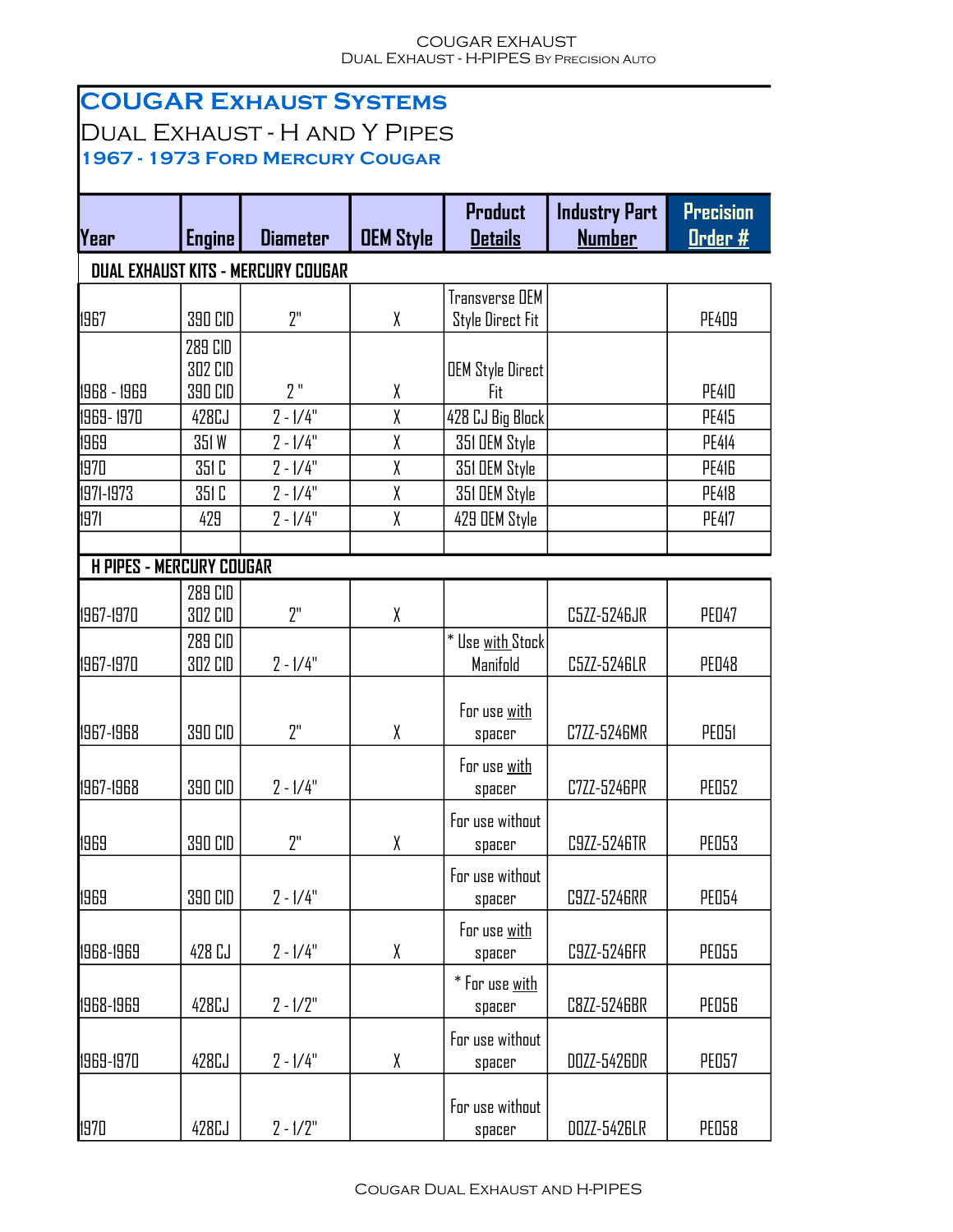# COUGAR Exhaust Systems

## Dual Exhaust - H and Y Pipes

### 1967 - 1973 Ford Mercury Cougar

| Year | Engine | Diameter | OEM Style | Product Details | Industry Part Number | Precision Order # |
|---|---|---|---|---|---|---|
| **DUAL EXHAUST KITS - MERCURY COUGAR** | | | | | | |
| 1967 | 390 CID | 2" | X | Transverse OEM Style Direct Fit | | PE409 |
| 1968 - 1969 | 289 CID<br>302 CID<br>390 CID | 2 " | X | OEM Style Direct Fit | | PE410 |
| 1969- 1970 | 428CJ | 2 - 1/4" | X | 428 CJ Big Block | | PE415 |
| 1969 | 351 W | 2 - 1/4" | X | 351 OEM Style | | PE414 |
| 1970 | 351 C | 2 - 1/4" | X | 351 OEM Style | | PE416 |
| 1971-1973 | 351 C | 2 - 1/4" | X | 351 OEM Style | | PE418 |
| 1971 | 429 | 2 - 1/4" | X | 429 OEM Style | | PE417 |
| | | | | | | |
| **H PIPES - MERCURY COUGAR** | | | | | | |
| 1967-1970 | 289 CID<br>302 CID | 2" | X | | C5ZZ-5246JR | PE047 |
| 1967-1970 | 289 CID<br>302 CID | 2 - 1/4" | | * Use with Stock Manifold | C5ZZ-5246LR | PE048 |
| 1967-1968 | 390 CID | 2" | X | For use with spacer | C7ZZ-5246MR | PE051 |
| 1967-1968 | 390 CID | 2 - 1/4" | | For use with spacer | C7ZZ-5246PR | PE052 |
| 1969 | 390 CID | 2" | X | For use without spacer | C9ZZ-5246TR | PE053 |
| 1969 | 390 CID | 2 - 1/4" | | For use without spacer | C9ZZ-5246RR | PE054 |
| 1968-1969 | 428 CJ | 2 - 1/4" | X | For use with spacer | C9ZZ-5246FR | PE055 |
| 1968-1969 | 428CJ | 2 - 1/2" | | * For use with spacer | C8ZZ-5246BR | PE056 |
| 1969-1970 | 428CJ | 2 - 1/4" | X | For use without spacer | D0ZZ-5426DR | PE057 |
| 1970 | 428CJ | 2 - 1/2" | | For use without spacer | D0ZZ-5426LR | PE058 |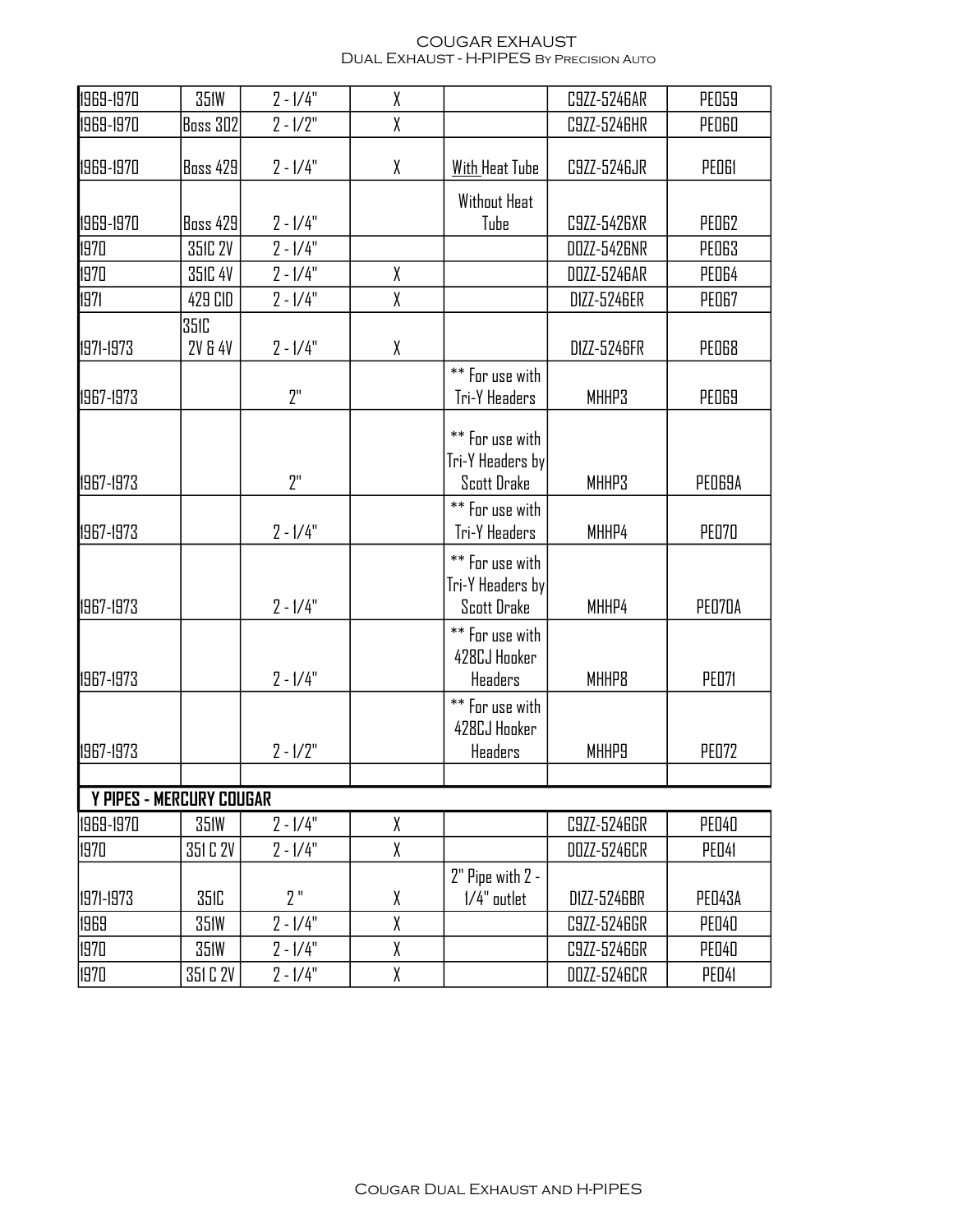# COUGAR EXHAUST
## Dual Exhaust - H-PIPES By Precision Auto

| | | | | | | |
|---|---|---|---|---|---|---|
| 1969-1970 | 351W | 2 - 1/4" | X | | C9ZZ-5246AR | PE059 |
| 1969-1970 | Boss 302 | 2 - 1/2" | X | | C9ZZ-5246HR | PE060 |
| 1969-1970 | Boss 429 | 2 - 1/4" | X | With Heat Tube | C9ZZ-5246JR | PE061 |
| 1969-1970 | Boss 429 | 2 - 1/4" | | Without Heat Tube | C9ZZ-5426XR | PE062 |
| 1970 | 351C 2V | 2 - 1/4" | | | D0ZZ-5426NR | PE063 |
| 1970 | 351C 4V | 2 - 1/4" | X | | D0ZZ-5246AR | PE064 |
| 1971 | 429 CID | 2 - 1/4" | X | | D1ZZ-5246ER | PE067 |
| 1971-1973 | 351C 2V & 4V | 2 - 1/4" | X | | D1ZZ-5246FR | PE068 |
| 1967-1973 | | 2" | | ** For use with Tri-Y Headers | MHHP3 | PE069 |
| 1967-1973 | | 2" | | ** For use with Tri-Y Headers by Scott Drake | MHHP3 | PE069A |
| 1967-1973 | | 2 - 1/4" | | ** For use with Tri-Y Headers | MHHP4 | PE070 |
| 1967-1973 | | 2 - 1/4" | | ** For use with Tri-Y Headers by Scott Drake | MHHP4 | PE070A |
| 1967-1973 | | 2 - 1/4" | | ** For use with 428CJ Hooker Headers | MHHP8 | PE071 |
| 1967-1973 | | 2 - 1/2" | | ** For use with 428CJ Hooker Headers | MHHP9 | PE072 |

**Y PIPES - MERCURY COUGAR**

| | | | | | | |
|---|---|---|---|---|---|---|
| 1969-1970 | 351W | 2 - 1/4" | X | | C9ZZ-5246GR | PE040 |
| 1970 | 351 C 2V | 2 - 1/4" | X | | D0ZZ-5246CR | PE041 |
| 1971-1973 | 351C | 2 " | X | 2" Pipe with 2 - 1/4" outlet | D1ZZ-5246BR | PE043A |
| 1969 | 351W | 2 - 1/4" | X | | C9ZZ-5246GR | PE040 |
| 1970 | 351W | 2 - 1/4" | X | | C9ZZ-5246GR | PE040 |
| 1970 | 351 C 2V | 2 - 1/4" | X | | D0ZZ-5246CR | PE041 |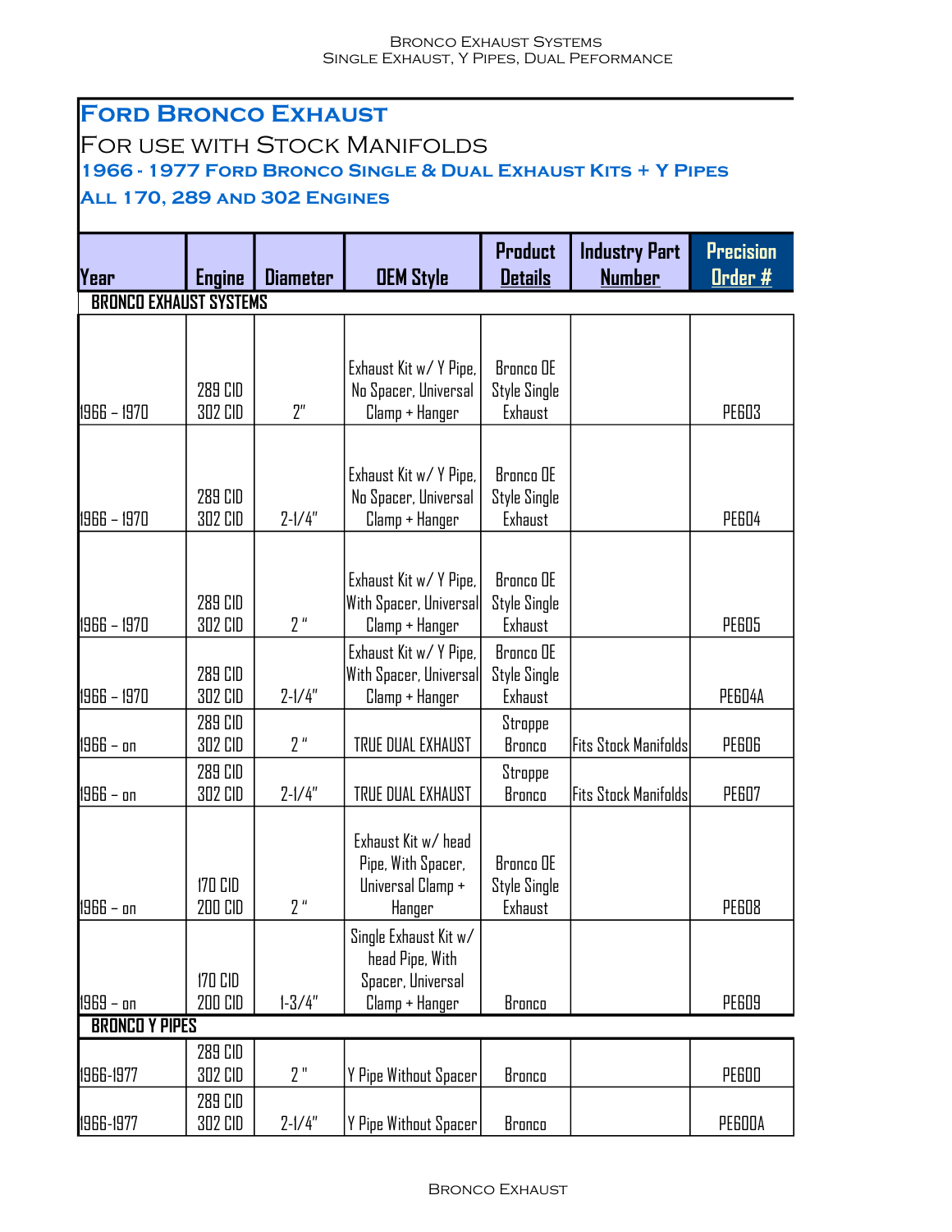# Ford Bronco Exhaust

## For use with Stock Manifolds

### 1966 - 1977 Ford Bronco Single & Dual Exhaust Kits + Y Pipes

### All 170, 289 and 302 Engines

| Year | Engine | Diameter | OEM Style | Product Details | Industry Part Number | Precision Order # |
|---|---|---|---|---|---|---|
| **BRONCO EXHAUST SYSTEMS** | | | | | | |
| 1966 – 1970 | 289 CID 302 CID | 2" | Exhaust Kit w/ Y Pipe, No Spacer, Universal Clamp + Hanger | Bronco OE Style Single Exhaust | | PE603 |
| 1966 – 1970 | 289 CID 302 CID | 2-1/4" | Exhaust Kit w/ Y Pipe, No Spacer, Universal Clamp + Hanger | Bronco OE Style Single Exhaust | | PE604 |
| 1966 – 1970 | 289 CID 302 CID | 2 " | Exhaust Kit w/ Y Pipe, With Spacer, Universal Clamp + Hanger | Bronco OE Style Single Exhaust | | PE605 |
| 1966 – 1970 | 289 CID 302 CID | 2-1/4" | Exhaust Kit w/ Y Pipe, With Spacer, Universal Clamp + Hanger | Bronco OE Style Single Exhaust | | PE604A |
| 1966 – on | 289 CID 302 CID | 2 " | TRUE DUAL EXHAUST | Stroppe Bronco | Fits Stock Manifolds | PE606 |
| 1966 – on | 289 CID 302 CID | 2-1/4" | TRUE DUAL EXHAUST | Stroppe Bronco | Fits Stock Manifolds | PE607 |
| 1966 – on | 170 CID 200 CID | 2 " | Exhaust Kit w/ head Pipe, With Spacer, Universal Clamp + Hanger | Bronco OE Style Single Exhaust | | PE608 |
| 1969 – on | 170 CID 200 CID | 1-3/4" | Single Exhaust Kit w/ head Pipe, With Spacer, Universal Clamp + Hanger | Bronco | | PE609 |
| **BRONCO Y PIPES** | | | | | | |
| 1966-1977 | 289 CID 302 CID | 2 " | Y Pipe Without Spacer | Bronco | | PE600 |
| 1966-1977 | 289 CID 302 CID | 2-1/4" | Y Pipe Without Spacer | Bronco | | PE600A |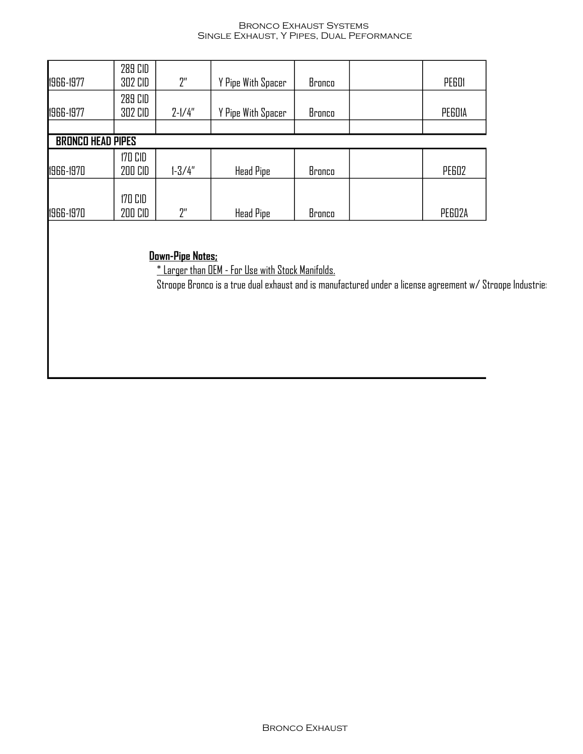| | | | | | | |
|---|---|---|---|---|---|---|
| 1966-1977 | 289 CID 302 CID | 2" | Y Pipe With Spacer | Bronco | | PE601 |
| 1966-1977 | 289 CID 302 CID | 2-1/4" | Y Pipe With Spacer | Bronco | | PE601A |
| | | | | | | |
| **BRONCO HEAD PIPES** | | | | | | |
| 1966-1970 | 170 CID 200 CID | 1-3/4" | Head Pipe | Bronco | | PE602 |
| 1966-1970 | 170 CID 200 CID | 2" | Head Pipe | Bronco | | PE602A |

**Down-Pipe Notes;**

* Larger than OEM - For Use with Stock Manifolds.

Stroope Bronco is a true dual exhaust and is manufactured under a license agreement w/ Stroope Industries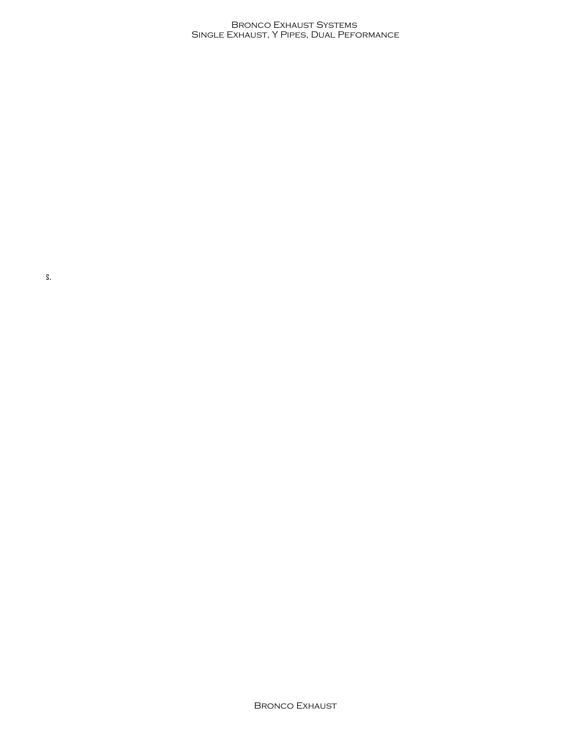s.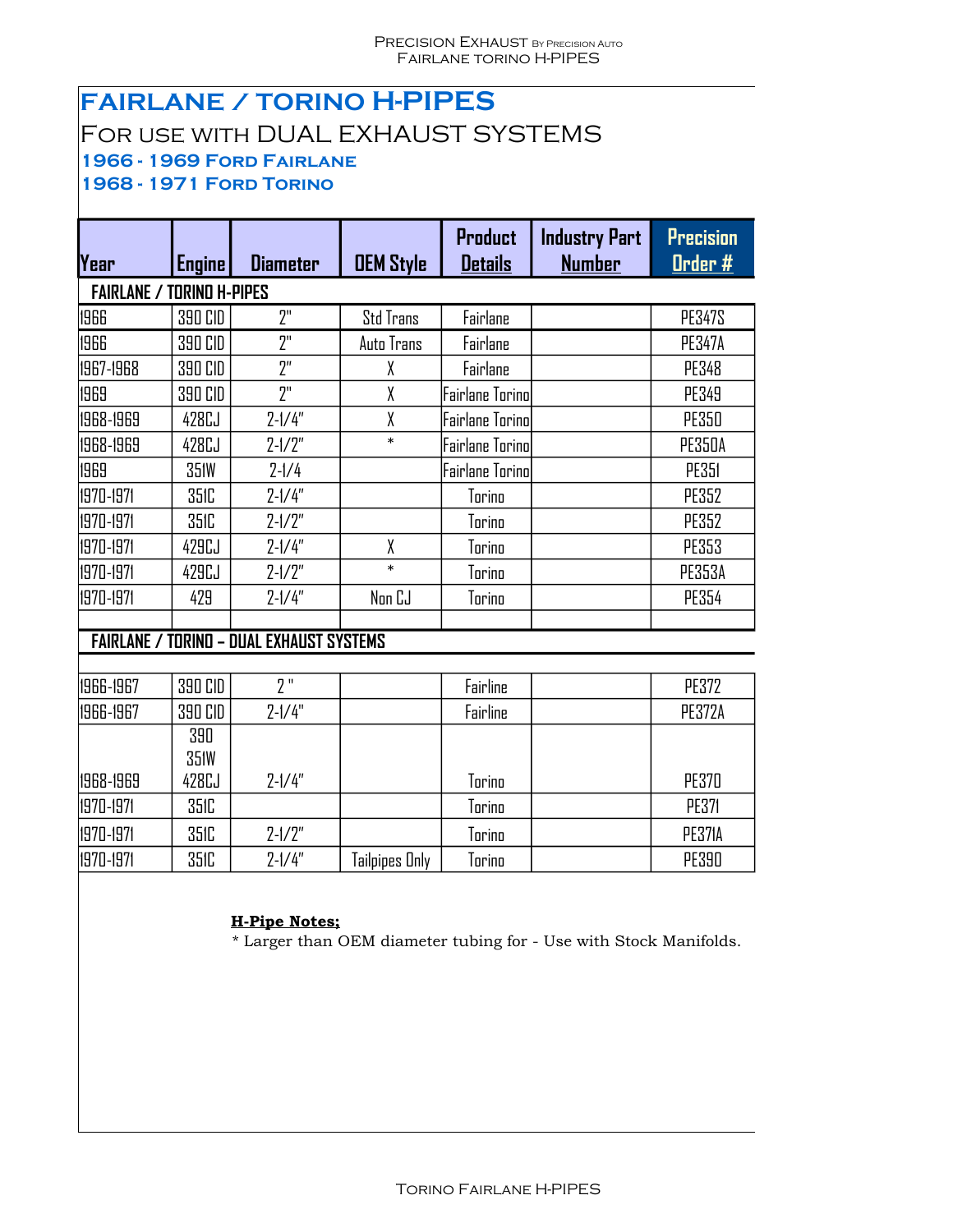# FAIRLANE / TORINO H-PIPES

## For use with DUAL EXHAUST SYSTEMS

### 1966 - 1969 Ford Fairlane

### 1968 - 1971 Ford Torino

| Year | Engine | Diameter | OEM Style | Product Details | Industry Part Number | Precision Order # |
|---|---|---|---|---|---|---|
| **FAIRLANE / TORINO H-PIPES** | | | | | | |
| 1966 | 390 CID | 2" | Std Trans | Fairlane | | PE347S |
| 1966 | 390 CID | 2" | Auto Trans | Fairlane | | PE347A |
| 1967-1968 | 390 CID | 2" | X | Fairlane | | PE348 |
| 1969 | 390 CID | 2" | X | Fairlane Torino | | PE349 |
| 1968-1969 | 428CJ | 2-1/4" | X | Fairlane Torino | | PE350 |
| 1968-1969 | 428CJ | 2-1/2" | * | Fairlane Torino | | PE350A |
| 1969 | 351W | 2-1/4 | | Fairlane Torino | | PE351 |
| 1970-1971 | 351C | 2-1/4" | | Torino | | PE352 |
| 1970-1971 | 351C | 2-1/2" | | Torino | | PE352 |
| 1970-1971 | 429CJ | 2-1/4" | X | Torino | | PE353 |
| 1970-1971 | 429CJ | 2-1/2" | * | Torino | | PE353A |
| 1970-1971 | 429 | 2-1/4" | Non CJ | Torino | | PE354 |
| | | | | | | |
| **FAIRLANE / TORINO – DUAL EXHAUST SYSTEMS** | | | | | | |
| 1966-1967 | 390 CID | 2 " | | Fairline | | PE372 |
| 1966-1967 | 390 CID | 2-1/4" | | Fairline | | PE372A |
| 1968-1969 | 390 351W 428CJ | 2-1/4" | | Torino | | PE370 |
| 1970-1971 | 351C | | | Torino | | PE371 |
| 1970-1971 | 351C | 2-1/2" | | Torino | | PE371A |
| 1970-1971 | 351C | 2-1/4" | Tailpipes Only | Torino | | PE390 |

**H-Pipe Notes;**

* Larger than OEM diameter tubing for - Use with Stock Manifolds.